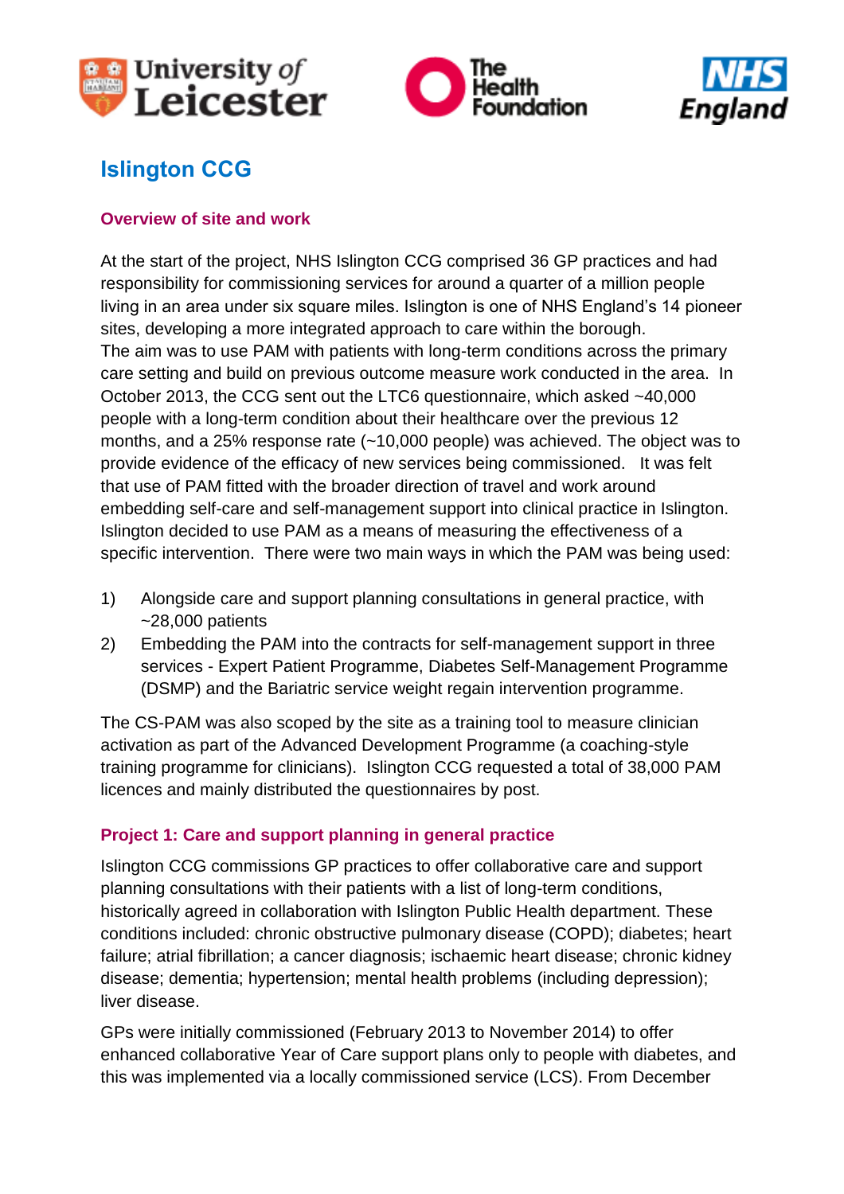# Islington CCG

## Overview of site and work

At the start of the project, NHS Islington CCG comprised 36 GP practices and had responsibility for commissioning services for around a quarter of a million people living in an area under six square miles. Islington is one of NHS England's 14 pioneer sites, developing a more integrated approach to care within the borough.
The aim was to use PAM with patients with long-term conditions across the primary care setting and build on previous outcome measure work conducted in the area. In October 2013, the CCG sent out the LTC6 questionnaire, which asked ~40,000 people with a long-term condition about their healthcare over the previous 12 months, and a 25% response rate (~10,000 people) was achieved. The object was to provide evidence of the efficacy of new services being commissioned. It was felt that use of PAM fitted with the broader direction of travel and work around embedding self-care and self-management support into clinical practice in Islington. Islington decided to use PAM as a means of measuring the effectiveness of a specific intervention. There were two main ways in which the PAM was being used:

1) Alongside care and support planning consultations in general practice, with ~28,000 patients
2) Embedding the PAM into the contracts for self-management support in three services - Expert Patient Programme, Diabetes Self-Management Programme (DSMP) and the Bariatric service weight regain intervention programme.

The CS-PAM was also scoped by the site as a training tool to measure clinician activation as part of the Advanced Development Programme (a coaching-style training programme for clinicians). Islington CCG requested a total of 38,000 PAM licences and mainly distributed the questionnaires by post.

## Project 1: Care and support planning in general practice

Islington CCG commissions GP practices to offer collaborative care and support planning consultations with their patients with a list of long-term conditions, historically agreed in collaboration with Islington Public Health department. These conditions included: chronic obstructive pulmonary disease (COPD); diabetes; heart failure; atrial fibrillation; a cancer diagnosis; ischaemic heart disease; chronic kidney disease; dementia; hypertension; mental health problems (including depression); liver disease.

GPs were initially commissioned (February 2013 to November 2014) to offer enhanced collaborative Year of Care support plans only to people with diabetes, and this was implemented via a locally commissioned service (LCS). From December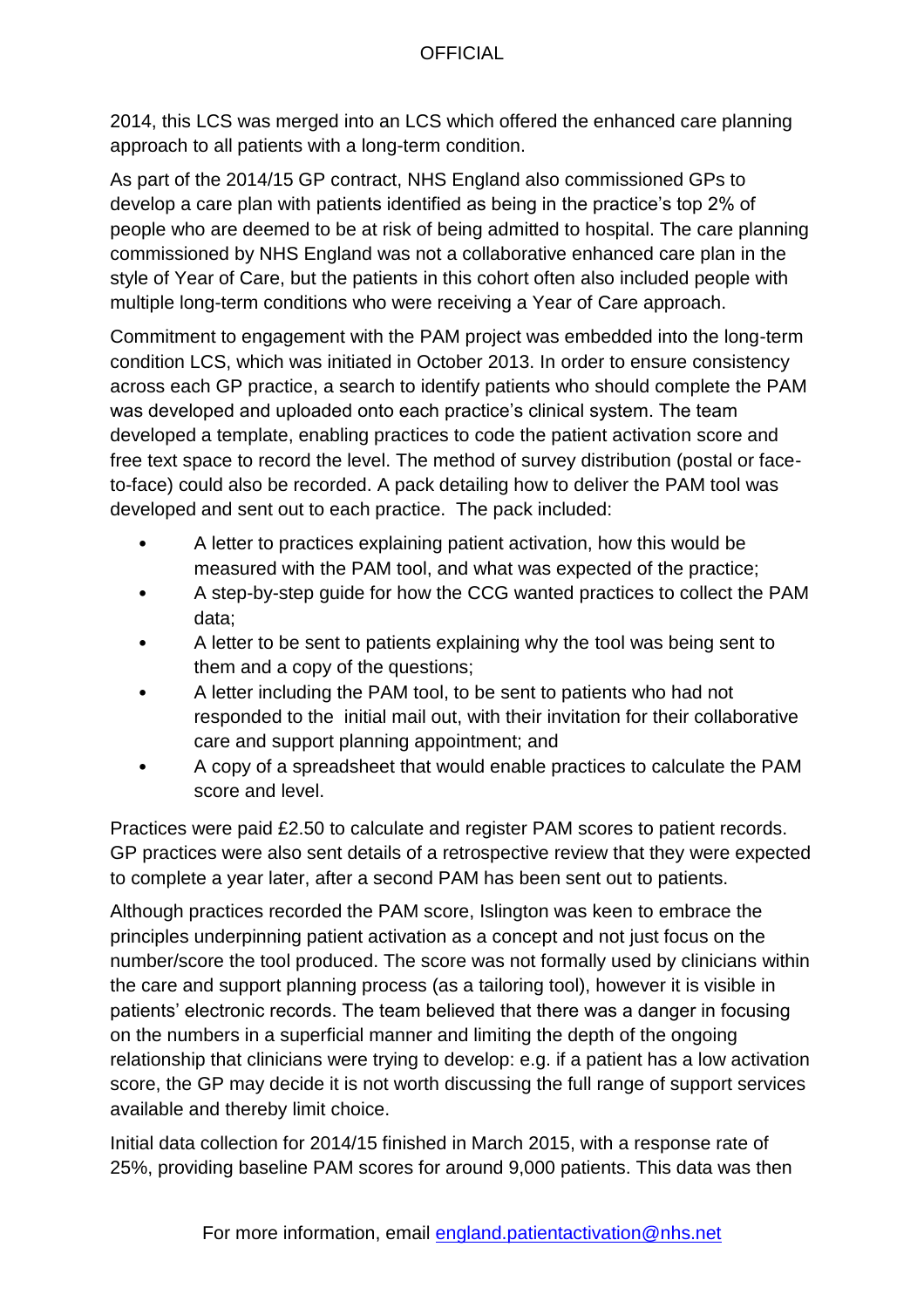2014, this LCS was merged into an LCS which offered the enhanced care planning approach to all patients with a long-term condition.

As part of the 2014/15 GP contract, NHS England also commissioned GPs to develop a care plan with patients identified as being in the practice's top 2% of people who are deemed to be at risk of being admitted to hospital. The care planning commissioned by NHS England was not a collaborative enhanced care plan in the style of Year of Care, but the patients in this cohort often also included people with multiple long-term conditions who were receiving a Year of Care approach.

Commitment to engagement with the PAM project was embedded into the long-term condition LCS, which was initiated in October 2013. In order to ensure consistency across each GP practice, a search to identify patients who should complete the PAM was developed and uploaded onto each practice's clinical system. The team developed a template, enabling practices to code the patient activation score and free text space to record the level. The method of survey distribution (postal or face-to-face) could also be recorded. A pack detailing how to deliver the PAM tool was developed and sent out to each practice. The pack included:

- A letter to practices explaining patient activation, how this would be measured with the PAM tool, and what was expected of the practice;
- A step-by-step guide for how the CCG wanted practices to collect the PAM data;
- A letter to be sent to patients explaining why the tool was being sent to them and a copy of the questions;
- A letter including the PAM tool, to be sent to patients who had not responded to the initial mail out, with their invitation for their collaborative care and support planning appointment; and
- A copy of a spreadsheet that would enable practices to calculate the PAM score and level.

Practices were paid £2.50 to calculate and register PAM scores to patient records. GP practices were also sent details of a retrospective review that they were expected to complete a year later, after a second PAM has been sent out to patients.

Although practices recorded the PAM score, Islington was keen to embrace the principles underpinning patient activation as a concept and not just focus on the number/score the tool produced. The score was not formally used by clinicians within the care and support planning process (as a tailoring tool), however it is visible in patients' electronic records. The team believed that there was a danger in focusing on the numbers in a superficial manner and limiting the depth of the ongoing relationship that clinicians were trying to develop: e.g. if a patient has a low activation score, the GP may decide it is not worth discussing the full range of support services available and thereby limit choice.

Initial data collection for 2014/15 finished in March 2015, with a response rate of 25%, providing baseline PAM scores for around 9,000 patients. This data was then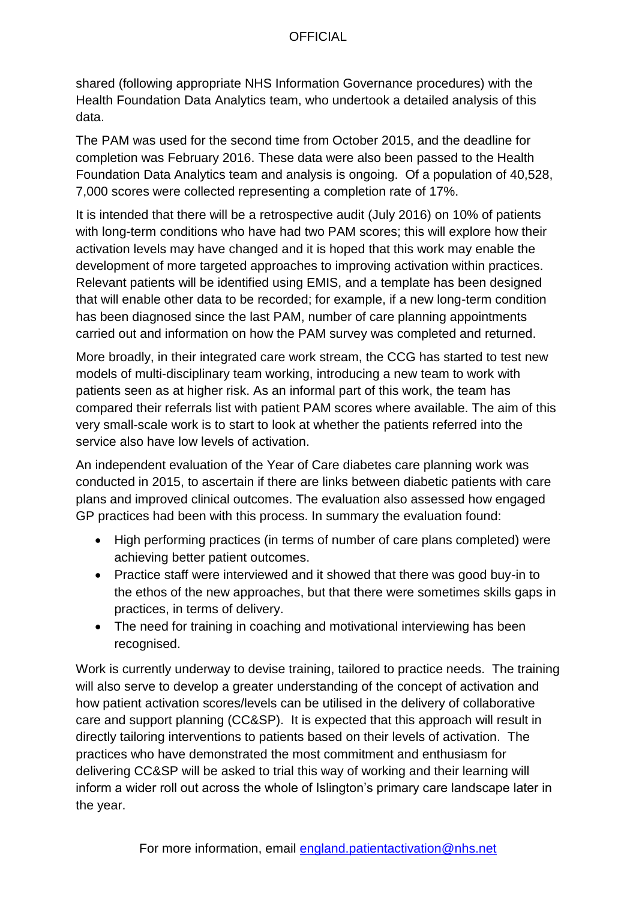shared (following appropriate NHS Information Governance procedures) with the Health Foundation Data Analytics team, who undertook a detailed analysis of this data.

The PAM was used for the second time from October 2015, and the deadline for completion was February 2016. These data were also been passed to the Health Foundation Data Analytics team and analysis is ongoing. Of a population of 40,528, 7,000 scores were collected representing a completion rate of 17%.

It is intended that there will be a retrospective audit (July 2016) on 10% of patients with long-term conditions who have had two PAM scores; this will explore how their activation levels may have changed and it is hoped that this work may enable the development of more targeted approaches to improving activation within practices. Relevant patients will be identified using EMIS, and a template has been designed that will enable other data to be recorded; for example, if a new long-term condition has been diagnosed since the last PAM, number of care planning appointments carried out and information on how the PAM survey was completed and returned.

More broadly, in their integrated care work stream, the CCG has started to test new models of multi-disciplinary team working, introducing a new team to work with patients seen as at higher risk. As an informal part of this work, the team has compared their referrals list with patient PAM scores where available. The aim of this very small-scale work is to start to look at whether the patients referred into the service also have low levels of activation.

An independent evaluation of the Year of Care diabetes care planning work was conducted in 2015, to ascertain if there are links between diabetic patients with care plans and improved clinical outcomes. The evaluation also assessed how engaged GP practices had been with this process. In summary the evaluation found:

- High performing practices (in terms of number of care plans completed) were achieving better patient outcomes.
- Practice staff were interviewed and it showed that there was good buy-in to the ethos of the new approaches, but that there were sometimes skills gaps in practices, in terms of delivery.
- The need for training in coaching and motivational interviewing has been recognised.

Work is currently underway to devise training, tailored to practice needs. The training will also serve to develop a greater understanding of the concept of activation and how patient activation scores/levels can be utilised in the delivery of collaborative care and support planning (CC&SP). It is expected that this approach will result in directly tailoring interventions to patients based on their levels of activation. The practices who have demonstrated the most commitment and enthusiasm for delivering CC&SP will be asked to trial this way of working and their learning will inform a wider roll out across the whole of Islington's primary care landscape later in the year.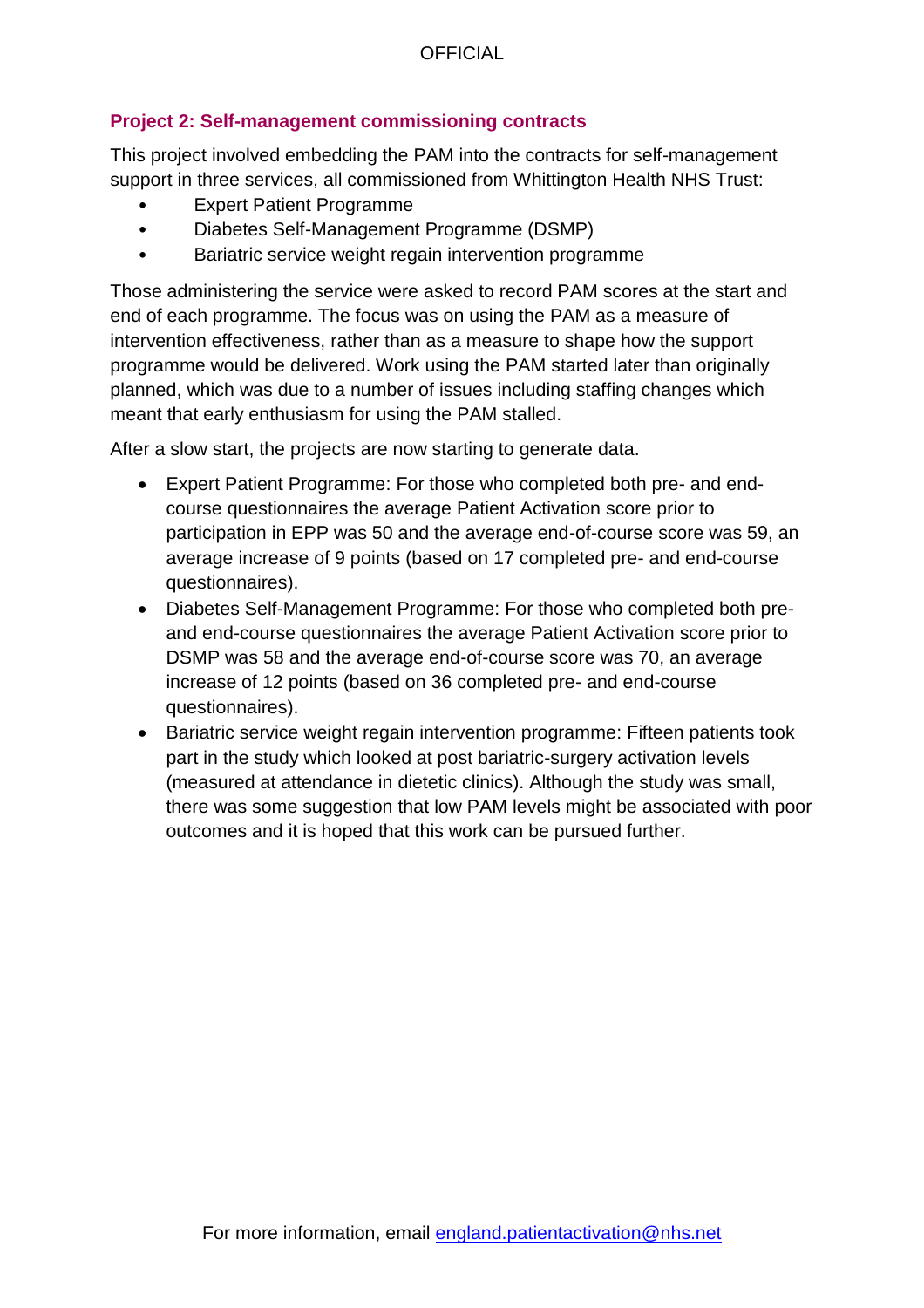### Project 2: Self-management commissioning contracts

This project involved embedding the PAM into the contracts for self-management support in three services, all commissioned from Whittington Health NHS Trust:

- Expert Patient Programme
- Diabetes Self-Management Programme (DSMP)
- Bariatric service weight regain intervention programme

Those administering the service were asked to record PAM scores at the start and end of each programme. The focus was on using the PAM as a measure of intervention effectiveness, rather than as a measure to shape how the support programme would be delivered. Work using the PAM started later than originally planned, which was due to a number of issues including staffing changes which meant that early enthusiasm for using the PAM stalled.

After a slow start, the projects are now starting to generate data.

- Expert Patient Programme: For those who completed both pre- and end-course questionnaires the average Patient Activation score prior to participation in EPP was 50 and the average end-of-course score was 59, an average increase of 9 points (based on 17 completed pre- and end-course questionnaires).
- Diabetes Self-Management Programme: For those who completed both pre- and end-course questionnaires the average Patient Activation score prior to DSMP was 58 and the average end-of-course score was 70, an average increase of 12 points (based on 36 completed pre- and end-course questionnaires).
- Bariatric service weight regain intervention programme: Fifteen patients took part in the study which looked at post bariatric-surgery activation levels (measured at attendance in dietetic clinics). Although the study was small, there was some suggestion that low PAM levels might be associated with poor outcomes and it is hoped that this work can be pursued further.